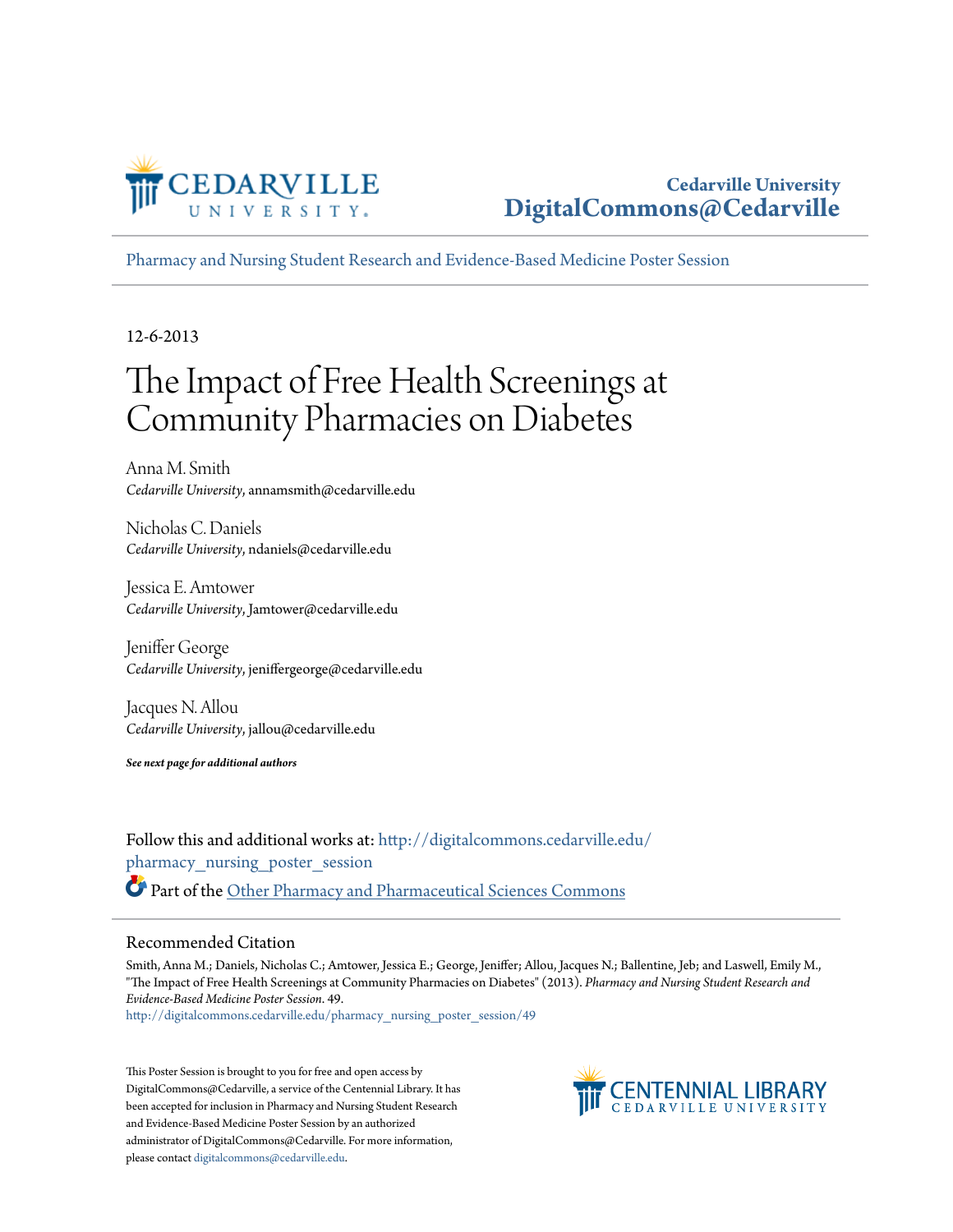Cedarville University
DigitalCommons@Cedarville

Pharmacy and Nursing Student Research and Evidence-Based Medicine Poster Session

12-6-2013

# The Impact of Free Health Screenings at Community Pharmacies on Diabetes

Anna M. Smith
*Cedarville University*, annamsmith@cedarville.edu

Nicholas C. Daniels
*Cedarville University*, ndaniels@cedarville.edu

Jessica E. Amtower
*Cedarville University*, Jamtower@cedarville.edu

Jeniffer George
*Cedarville University*, jeniffergeorge@cedarville.edu

Jacques N. Allou
*Cedarville University*, jallou@cedarville.edu

***See next page for additional authors***

Follow this and additional works at: http://digitalcommons.cedarville.edu/pharmacy_nursing_poster_session

Part of the Other Pharmacy and Pharmaceutical Sciences Commons

## Recommended Citation

Smith, Anna M.; Daniels, Nicholas C.; Amtower, Jessica E.; George, Jeniffer; Allou, Jacques N.; Ballentine, Jeb; and Laswell, Emily M., "The Impact of Free Health Screenings at Community Pharmacies on Diabetes" (2013). *Pharmacy and Nursing Student Research and Evidence-Based Medicine Poster Session*. 49.
http://digitalcommons.cedarville.edu/pharmacy_nursing_poster_session/49

This Poster Session is brought to you for free and open access by DigitalCommons@Cedarville, a service of the Centennial Library. It has been accepted for inclusion in Pharmacy and Nursing Student Research and Evidence-Based Medicine Poster Session by an authorized administrator of DigitalCommons@Cedarville. For more information, please contact digitalcommons@cedarville.edu.

CENTENNIAL LIBRARY
CEDARVILLE UNIVERSITY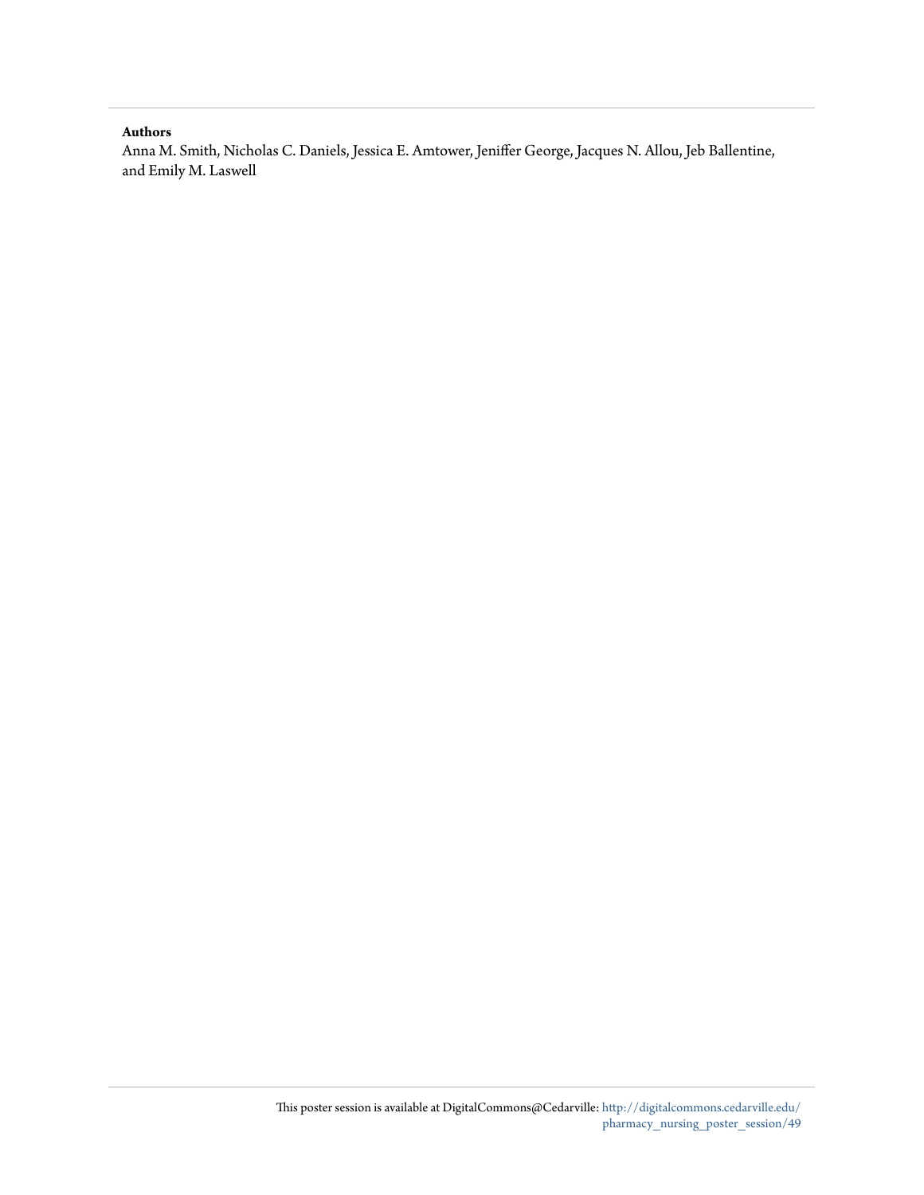**Authors**

Anna M. Smith, Nicholas C. Daniels, Jessica E. Amtower, Jeniffer George, Jacques N. Allou, Jeb Ballentine, and Emily M. Laswell

This poster session is available at DigitalCommons@Cedarville: http://digitalcommons.cedarville.edu/pharmacy_nursing_poster_session/49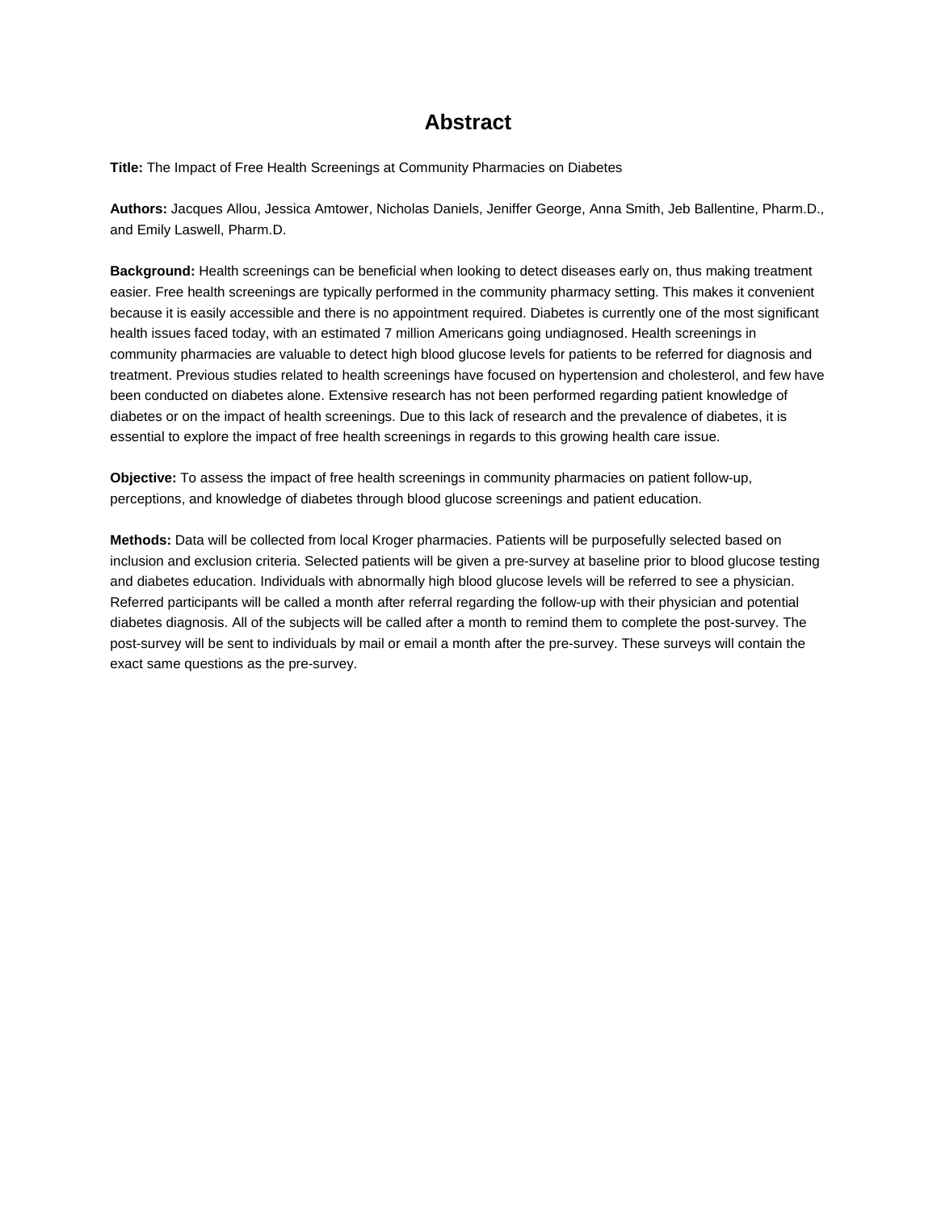# Abstract

**Title:** The Impact of Free Health Screenings at Community Pharmacies on Diabetes

**Authors:** Jacques Allou, Jessica Amtower, Nicholas Daniels, Jeniffer George, Anna Smith, Jeb Ballentine, Pharm.D., and Emily Laswell, Pharm.D.

**Background:** Health screenings can be beneficial when looking to detect diseases early on, thus making treatment easier. Free health screenings are typically performed in the community pharmacy setting. This makes it convenient because it is easily accessible and there is no appointment required. Diabetes is currently one of the most significant health issues faced today, with an estimated 7 million Americans going undiagnosed. Health screenings in community pharmacies are valuable to detect high blood glucose levels for patients to be referred for diagnosis and treatment. Previous studies related to health screenings have focused on hypertension and cholesterol, and few have been conducted on diabetes alone. Extensive research has not been performed regarding patient knowledge of diabetes or on the impact of health screenings. Due to this lack of research and the prevalence of diabetes, it is essential to explore the impact of free health screenings in regards to this growing health care issue.

**Objective:** To assess the impact of free health screenings in community pharmacies on patient follow-up, perceptions, and knowledge of diabetes through blood glucose screenings and patient education.

**Methods:** Data will be collected from local Kroger pharmacies. Patients will be purposefully selected based on inclusion and exclusion criteria. Selected patients will be given a pre-survey at baseline prior to blood glucose testing and diabetes education. Individuals with abnormally high blood glucose levels will be referred to see a physician. Referred participants will be called a month after referral regarding the follow-up with their physician and potential diabetes diagnosis. All of the subjects will be called after a month to remind them to complete the post-survey. The post-survey will be sent to individuals by mail or email a month after the pre-survey. These surveys will contain the exact same questions as the pre-survey.